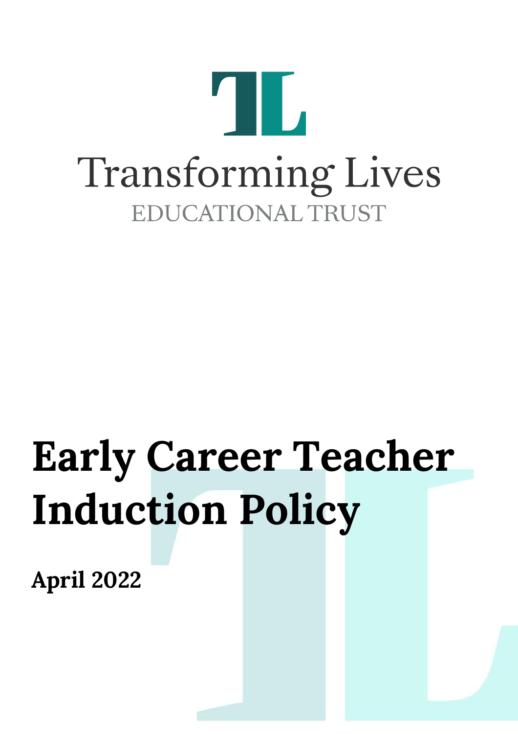Transforming Lives

EDUCATIONAL TRUST

# Early Career Teacher Induction Policy

**April 2022**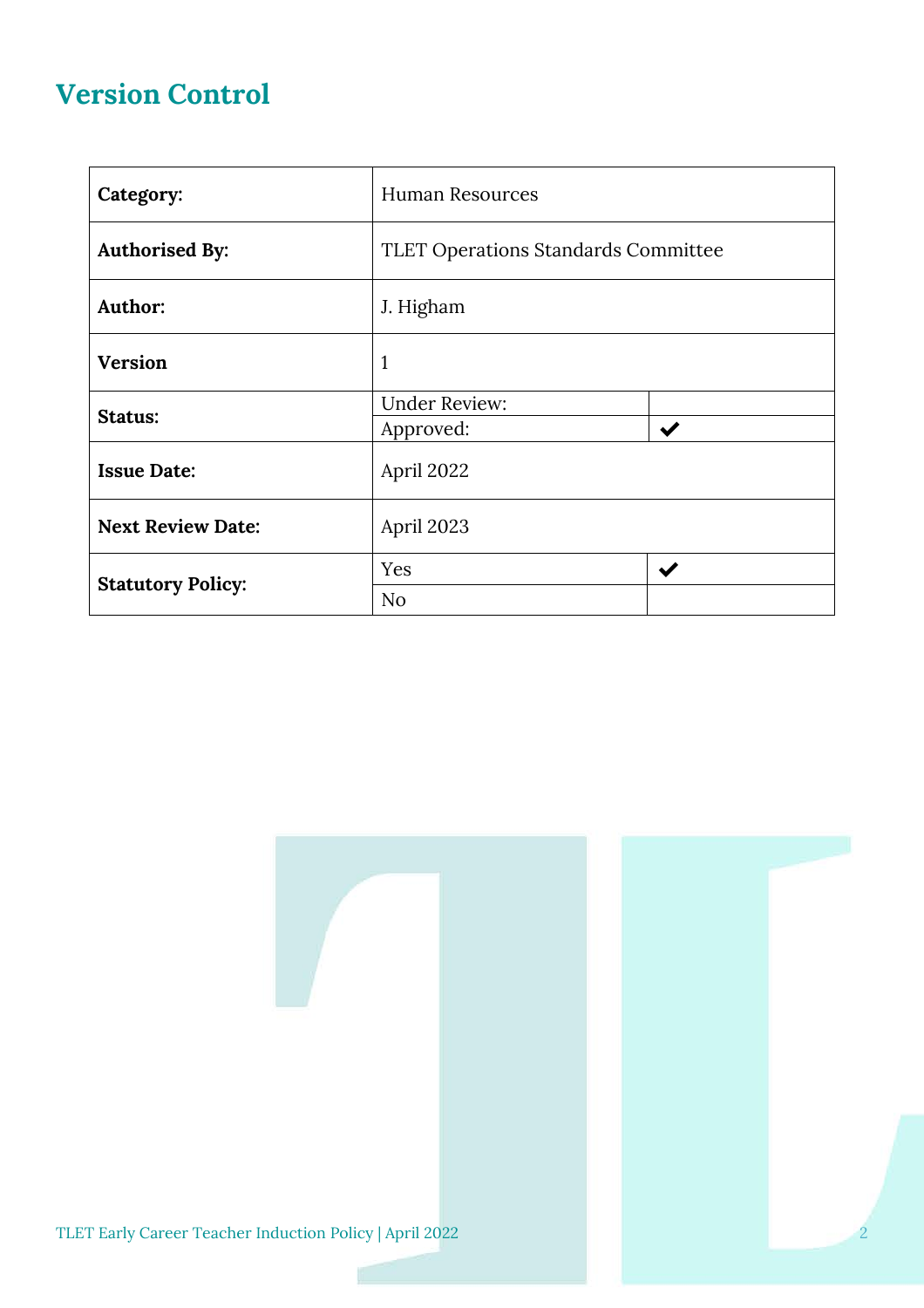# Version Control

| | | |
|---|---|---|
| **Category:** | Human Resources | |
| **Authorised By:** | TLET Operations Standards Committee | |
| **Author:** | J. Higham | |
| **Version** | 1 | |
| **Status:** | Under Review: | |
| | Approved: | ✔ |
| **Issue Date:** | April 2022 | |
| **Next Review Date:** | April 2023 | |
| **Statutory Policy:** | Yes | ✔ |
| | No | |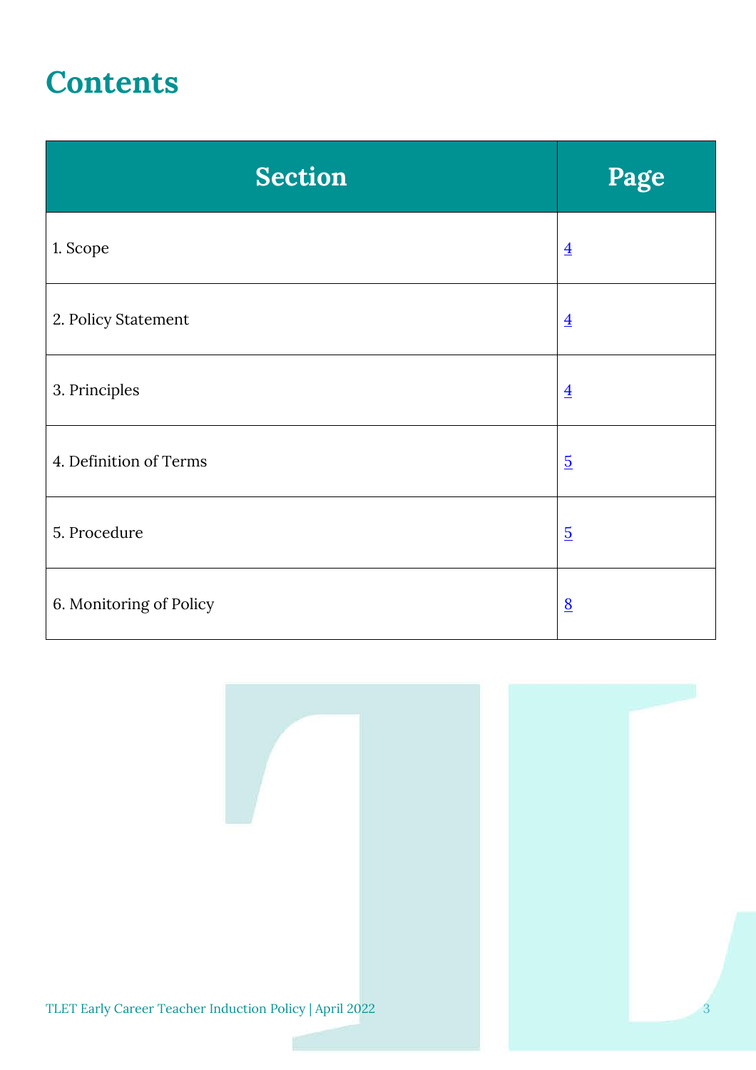# Contents

| Section | Page |
| --- | --- |
| 1. Scope | 4 |
| 2. Policy Statement | 4 |
| 3. Principles | 4 |
| 4. Definition of Terms | 5 |
| 5. Procedure | 5 |
| 6. Monitoring of Policy | 8 |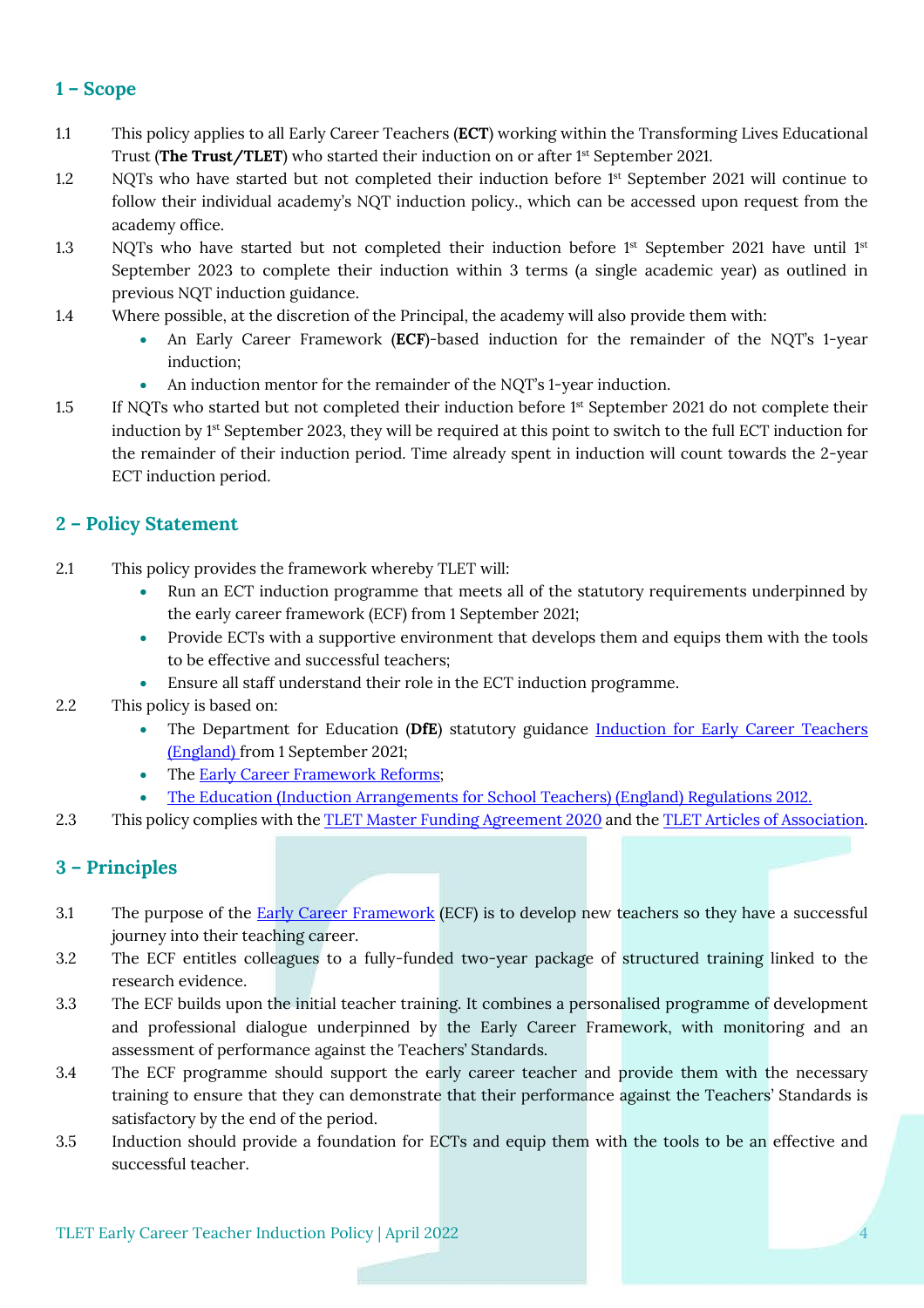## 1 – Scope

1.1 This policy applies to all Early Career Teachers (**ECT**) working within the Transforming Lives Educational Trust (**The Trust/TLET**) who started their induction on or after 1st September 2021.

1.2 NQTs who have started but not completed their induction before 1st September 2021 will continue to follow their individual academy's NQT induction policy., which can be accessed upon request from the academy office.

1.3 NQTs who have started but not completed their induction before 1st September 2021 have until 1st September 2023 to complete their induction within 3 terms (a single academic year) as outlined in previous NQT induction guidance.

1.4 Where possible, at the discretion of the Principal, the academy will also provide them with:

- An Early Career Framework (**ECF**)-based induction for the remainder of the NQT's 1-year induction;
- An induction mentor for the remainder of the NQT's 1-year induction.

1.5 If NQTs who started but not completed their induction before 1st September 2021 do not complete their induction by 1st September 2023, they will be required at this point to switch to the full ECT induction for the remainder of their induction period. Time already spent in induction will count towards the 2-year ECT induction period.

## 2 – Policy Statement

2.1 This policy provides the framework whereby TLET will:

- Run an ECT induction programme that meets all of the statutory requirements underpinned by the early career framework (ECF) from 1 September 2021;
- Provide ECTs with a supportive environment that develops them and equips them with the tools to be effective and successful teachers;
- Ensure all staff understand their role in the ECT induction programme.

2.2 This policy is based on:

- The Department for Education (**DfE**) statutory guidance [Induction for Early Career Teachers (England)](#) from 1 September 2021;
- The [Early Career Framework Reforms](#);
- [The Education (Induction Arrangements for School Teachers) (England) Regulations 2012.](#)

2.3 This policy complies with the [TLET Master Funding Agreement 2020](#) and the [TLET Articles of Association](#).

## 3 – Principles

3.1 The purpose of the [Early Career Framework](#) (ECF) is to develop new teachers so they have a successful journey into their teaching career.

3.2 The ECF entitles colleagues to a fully-funded two-year package of structured training linked to the research evidence.

3.3 The ECF builds upon the initial teacher training. It combines a personalised programme of development and professional dialogue underpinned by the Early Career Framework, with monitoring and an assessment of performance against the Teachers' Standards.

3.4 The ECF programme should support the early career teacher and provide them with the necessary training to ensure that they can demonstrate that their performance against the Teachers' Standards is satisfactory by the end of the period.

3.5 Induction should provide a foundation for ECTs and equip them with the tools to be an effective and successful teacher.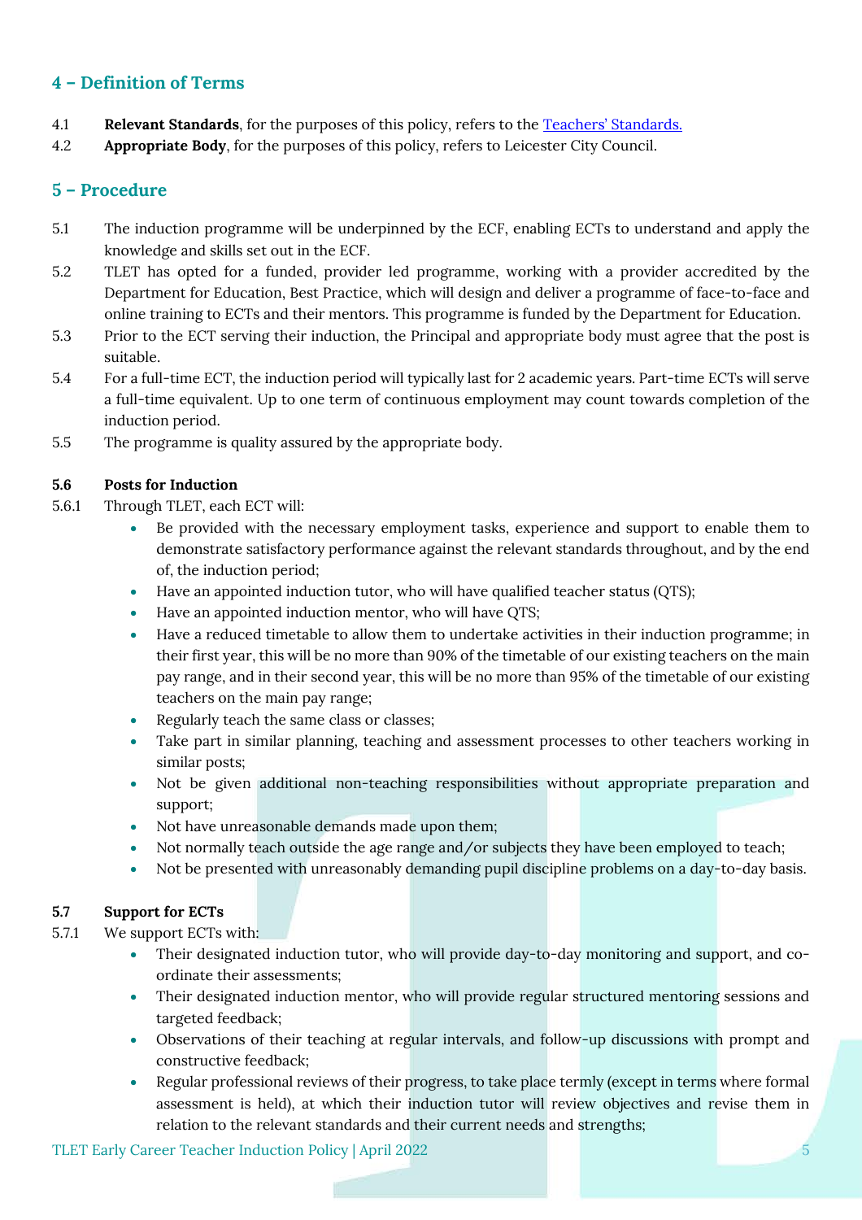## 4 – Definition of Terms

4.1 **Relevant Standards**, for the purposes of this policy, refers to the [Teachers' Standards.]()

4.2 **Appropriate Body**, for the purposes of this policy, refers to Leicester City Council.

## 5 – Procedure

5.1 The induction programme will be underpinned by the ECF, enabling ECTs to understand and apply the knowledge and skills set out in the ECF.

5.2 TLET has opted for a funded, provider led programme, working with a provider accredited by the Department for Education, Best Practice, which will design and deliver a programme of face-to-face and online training to ECTs and their mentors. This programme is funded by the Department for Education.

5.3 Prior to the ECT serving their induction, the Principal and appropriate body must agree that the post is suitable.

5.4 For a full-time ECT, the induction period will typically last for 2 academic years. Part-time ECTs will serve a full-time equivalent. Up to one term of continuous employment may count towards completion of the induction period.

5.5 The programme is quality assured by the appropriate body.

### 5.6 Posts for Induction

5.6.1 Through TLET, each ECT will:

- Be provided with the necessary employment tasks, experience and support to enable them to demonstrate satisfactory performance against the relevant standards throughout, and by the end of, the induction period;
- Have an appointed induction tutor, who will have qualified teacher status (QTS);
- Have an appointed induction mentor, who will have QTS;
- Have a reduced timetable to allow them to undertake activities in their induction programme; in their first year, this will be no more than 90% of the timetable of our existing teachers on the main pay range, and in their second year, this will be no more than 95% of the timetable of our existing teachers on the main pay range;
- Regularly teach the same class or classes;
- Take part in similar planning, teaching and assessment processes to other teachers working in similar posts;
- Not be given additional non-teaching responsibilities without appropriate preparation and support;
- Not have unreasonable demands made upon them;
- Not normally teach outside the age range and/or subjects they have been employed to teach;
- Not be presented with unreasonably demanding pupil discipline problems on a day-to-day basis.

### 5.7 Support for ECTs

5.7.1 We support ECTs with:

- Their designated induction tutor, who will provide day-to-day monitoring and support, and co-ordinate their assessments;
- Their designated induction mentor, who will provide regular structured mentoring sessions and targeted feedback;
- Observations of their teaching at regular intervals, and follow-up discussions with prompt and constructive feedback;
- Regular professional reviews of their progress, to take place termly (except in terms where formal assessment is held), at which their induction tutor will review objectives and revise them in relation to the relevant standards and their current needs and strengths;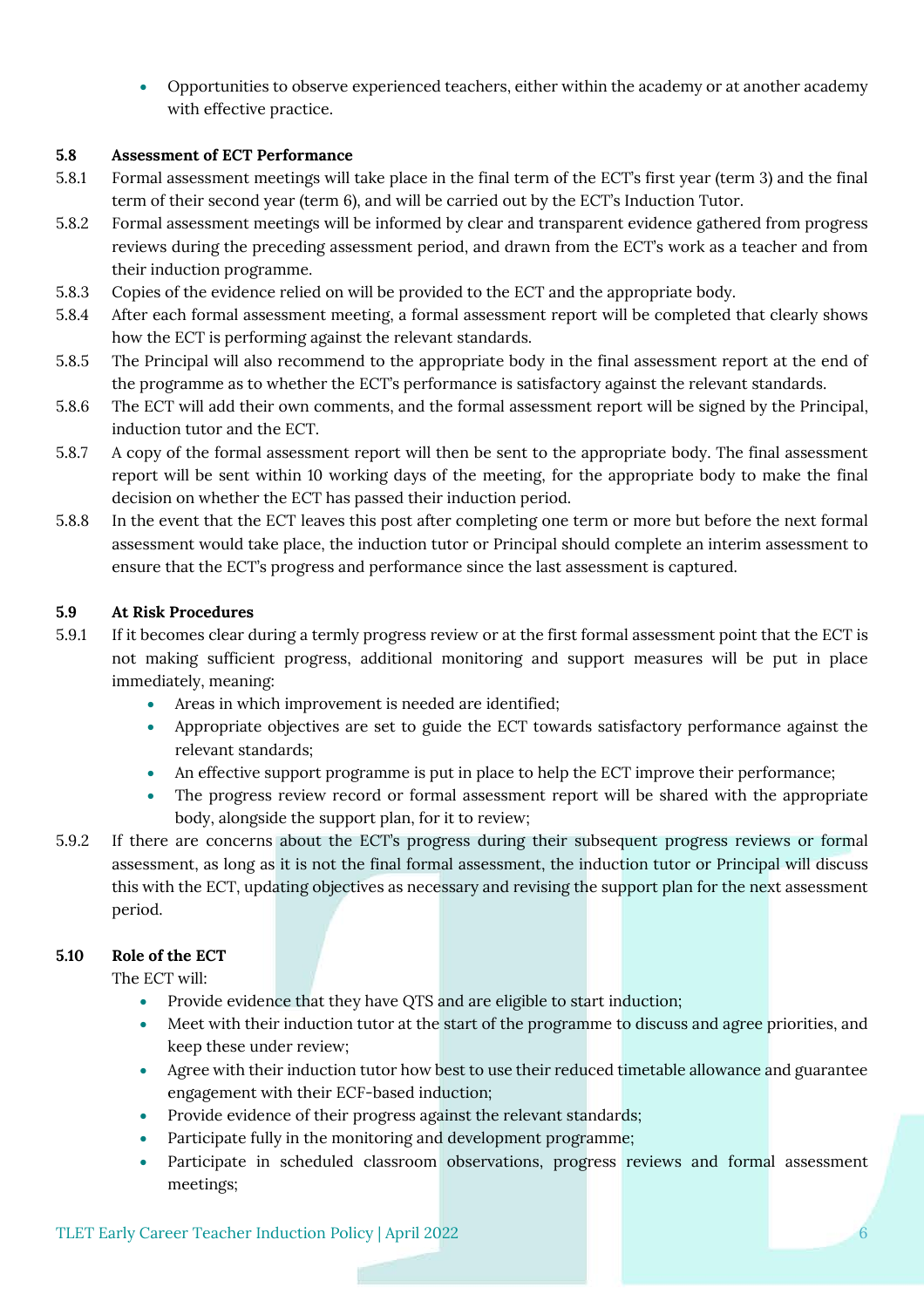- Opportunities to observe experienced teachers, either within the academy or at another academy with effective practice.

### 5.8 Assessment of ECT Performance

5.8.1 Formal assessment meetings will take place in the final term of the ECT's first year (term 3) and the final term of their second year (term 6), and will be carried out by the ECT's Induction Tutor.

5.8.2 Formal assessment meetings will be informed by clear and transparent evidence gathered from progress reviews during the preceding assessment period, and drawn from the ECT's work as a teacher and from their induction programme.

5.8.3 Copies of the evidence relied on will be provided to the ECT and the appropriate body.

5.8.4 After each formal assessment meeting, a formal assessment report will be completed that clearly shows how the ECT is performing against the relevant standards.

5.8.5 The Principal will also recommend to the appropriate body in the final assessment report at the end of the programme as to whether the ECT's performance is satisfactory against the relevant standards.

5.8.6 The ECT will add their own comments, and the formal assessment report will be signed by the Principal, induction tutor and the ECT.

5.8.7 A copy of the formal assessment report will then be sent to the appropriate body. The final assessment report will be sent within 10 working days of the meeting, for the appropriate body to make the final decision on whether the ECT has passed their induction period.

5.8.8 In the event that the ECT leaves this post after completing one term or more but before the next formal assessment would take place, the induction tutor or Principal should complete an interim assessment to ensure that the ECT's progress and performance since the last assessment is captured.

### 5.9 At Risk Procedures

5.9.1 If it becomes clear during a termly progress review or at the first formal assessment point that the ECT is not making sufficient progress, additional monitoring and support measures will be put in place immediately, meaning:

- Areas in which improvement is needed are identified;
- Appropriate objectives are set to guide the ECT towards satisfactory performance against the relevant standards;
- An effective support programme is put in place to help the ECT improve their performance;
- The progress review record or formal assessment report will be shared with the appropriate body, alongside the support plan, for it to review;

5.9.2 If there are concerns about the ECT's progress during their subsequent progress reviews or formal assessment, as long as it is not the final formal assessment, the induction tutor or Principal will discuss this with the ECT, updating objectives as necessary and revising the support plan for the next assessment period.

### 5.10 Role of the ECT

The ECT will:

- Provide evidence that they have QTS and are eligible to start induction;
- Meet with their induction tutor at the start of the programme to discuss and agree priorities, and keep these under review;
- Agree with their induction tutor how best to use their reduced timetable allowance and guarantee engagement with their ECF-based induction;
- Provide evidence of their progress against the relevant standards;
- Participate fully in the monitoring and development programme;
- Participate in scheduled classroom observations, progress reviews and formal assessment meetings;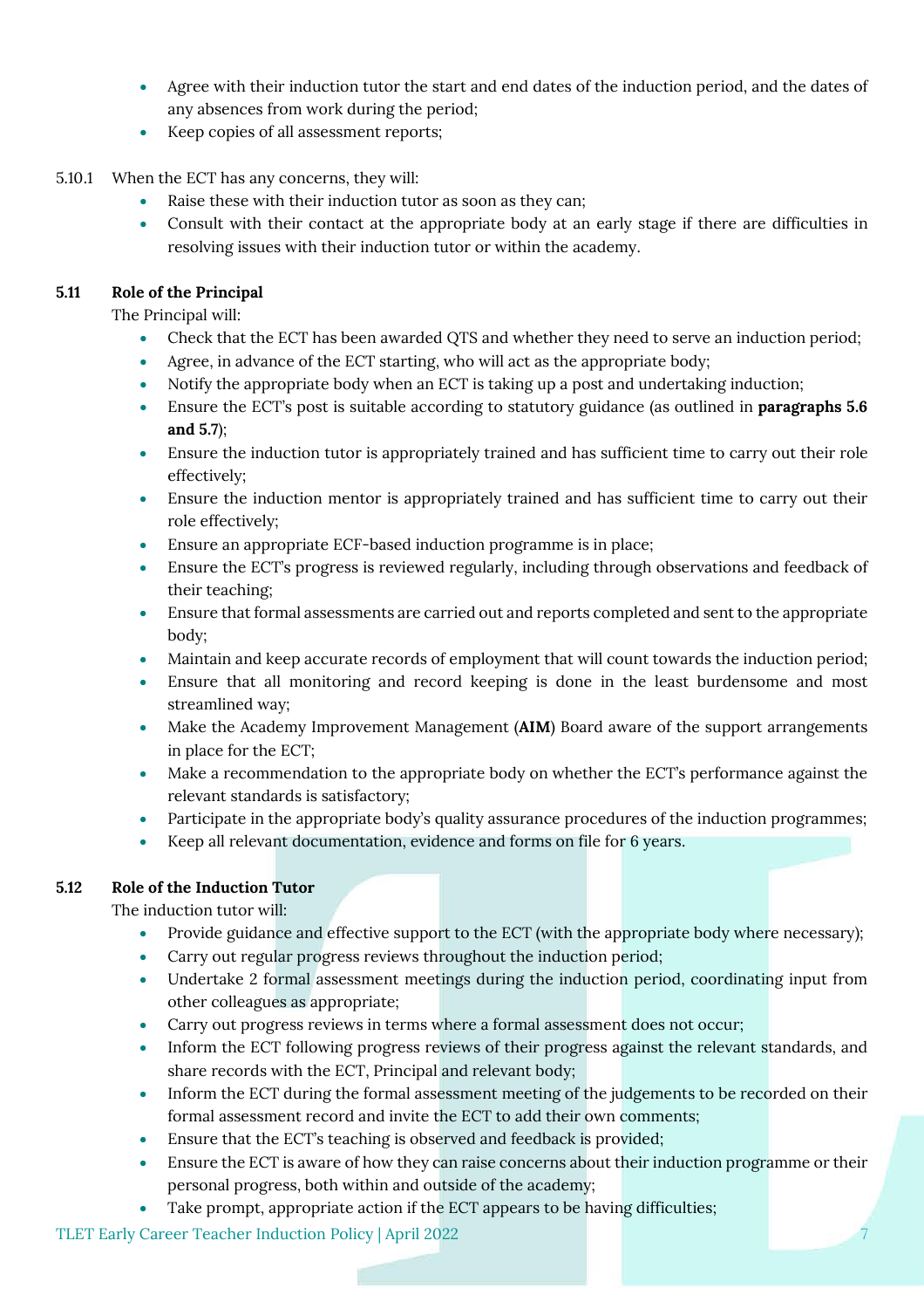- Agree with their induction tutor the start and end dates of the induction period, and the dates of any absences from work during the period;
- Keep copies of all assessment reports;

5.10.1 When the ECT has any concerns, they will:

- Raise these with their induction tutor as soon as they can;
- Consult with their contact at the appropriate body at an early stage if there are difficulties in resolving issues with their induction tutor or within the academy.

### 5.11 Role of the Principal

The Principal will:

- Check that the ECT has been awarded QTS and whether they need to serve an induction period;
- Agree, in advance of the ECT starting, who will act as the appropriate body;
- Notify the appropriate body when an ECT is taking up a post and undertaking induction;
- Ensure the ECT's post is suitable according to statutory guidance (as outlined in **paragraphs 5.6 and 5.7**);
- Ensure the induction tutor is appropriately trained and has sufficient time to carry out their role effectively;
- Ensure the induction mentor is appropriately trained and has sufficient time to carry out their role effectively;
- Ensure an appropriate ECF-based induction programme is in place;
- Ensure the ECT's progress is reviewed regularly, including through observations and feedback of their teaching;
- Ensure that formal assessments are carried out and reports completed and sent to the appropriate body;
- Maintain and keep accurate records of employment that will count towards the induction period;
- Ensure that all monitoring and record keeping is done in the least burdensome and most streamlined way;
- Make the Academy Improvement Management (**AIM**) Board aware of the support arrangements in place for the ECT;
- Make a recommendation to the appropriate body on whether the ECT's performance against the relevant standards is satisfactory;
- Participate in the appropriate body's quality assurance procedures of the induction programmes;
- Keep all relevant documentation, evidence and forms on file for 6 years.

### 5.12 Role of the Induction Tutor

The induction tutor will:

- Provide guidance and effective support to the ECT (with the appropriate body where necessary);
- Carry out regular progress reviews throughout the induction period;
- Undertake 2 formal assessment meetings during the induction period, coordinating input from other colleagues as appropriate;
- Carry out progress reviews in terms where a formal assessment does not occur;
- Inform the ECT following progress reviews of their progress against the relevant standards, and share records with the ECT, Principal and relevant body;
- Inform the ECT during the formal assessment meeting of the judgements to be recorded on their formal assessment record and invite the ECT to add their own comments;
- Ensure that the ECT's teaching is observed and feedback is provided;
- Ensure the ECT is aware of how they can raise concerns about their induction programme or their personal progress, both within and outside of the academy;
- Take prompt, appropriate action if the ECT appears to be having difficulties;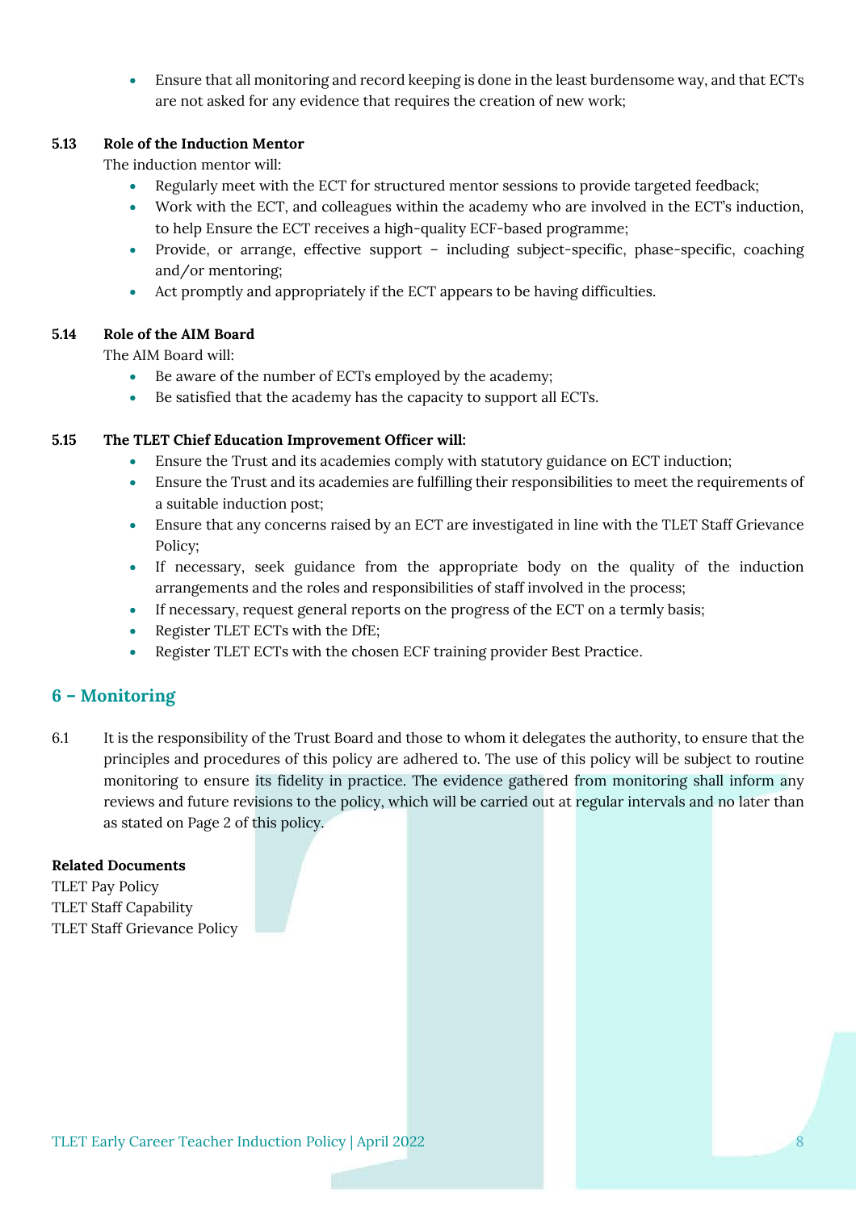- Ensure that all monitoring and record keeping is done in the least burdensome way, and that ECTs are not asked for any evidence that requires the creation of new work;

**5.13 Role of the Induction Mentor**

The induction mentor will:

- Regularly meet with the ECT for structured mentor sessions to provide targeted feedback;
- Work with the ECT, and colleagues within the academy who are involved in the ECT's induction, to help Ensure the ECT receives a high-quality ECF-based programme;
- Provide, or arrange, effective support – including subject-specific, phase-specific, coaching and/or mentoring;
- Act promptly and appropriately if the ECT appears to be having difficulties.

**5.14 Role of the AIM Board**

The AIM Board will:

- Be aware of the number of ECTs employed by the academy;
- Be satisfied that the academy has the capacity to support all ECTs.

**5.15 The TLET Chief Education Improvement Officer will:**

- Ensure the Trust and its academies comply with statutory guidance on ECT induction;
- Ensure the Trust and its academies are fulfilling their responsibilities to meet the requirements of a suitable induction post;
- Ensure that any concerns raised by an ECT are investigated in line with the TLET Staff Grievance Policy;
- If necessary, seek guidance from the appropriate body on the quality of the induction arrangements and the roles and responsibilities of staff involved in the process;
- If necessary, request general reports on the progress of the ECT on a termly basis;
- Register TLET ECTs with the DfE;
- Register TLET ECTs with the chosen ECF training provider Best Practice.

## 6 – Monitoring

6.1 It is the responsibility of the Trust Board and those to whom it delegates the authority, to ensure that the principles and procedures of this policy are adhered to. The use of this policy will be subject to routine monitoring to ensure its fidelity in practice. The evidence gathered from monitoring shall inform any reviews and future revisions to the policy, which will be carried out at regular intervals and no later than as stated on Page 2 of this policy.

**Related Documents**

TLET Pay Policy
TLET Staff Capability
TLET Staff Grievance Policy